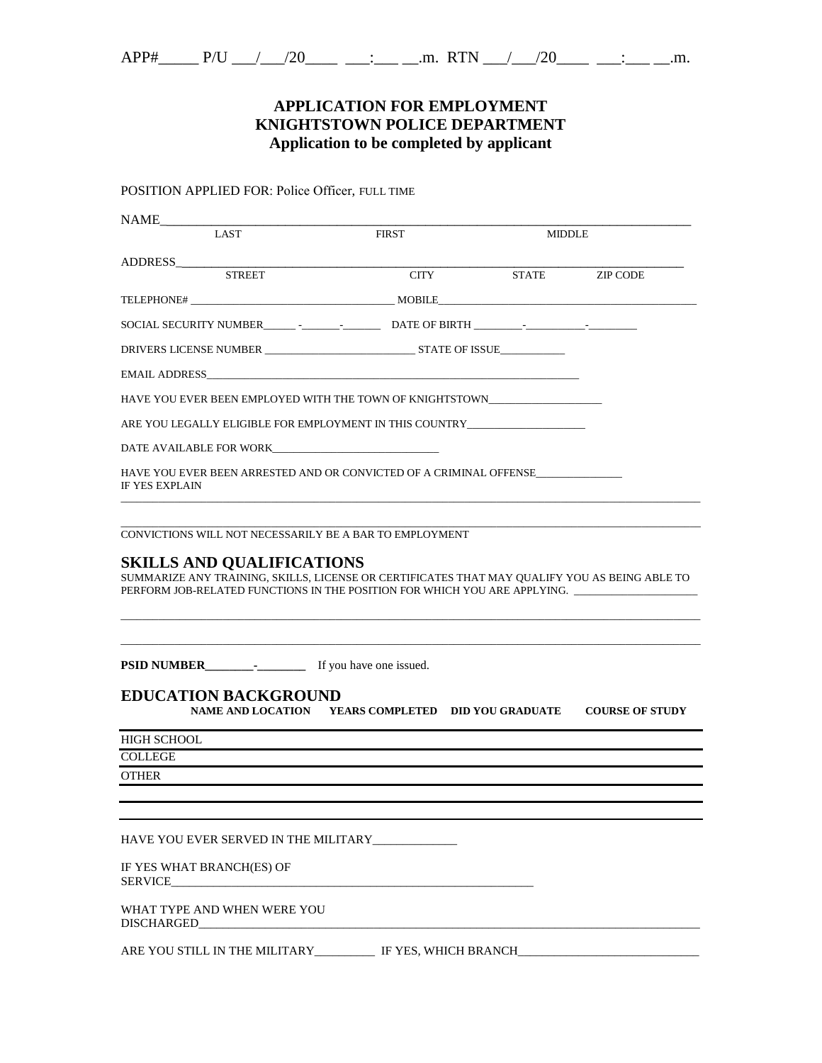APP#_____ P/U ___/___/20____ ___:___ __.m. RTN ___/___/20____ ___:___ __.m.

# APPLICATION FOR EMPLOYMENT
# KNIGHTSTOWN POLICE DEPARTMENT
## Application to be completed by applicant

POSITION APPLIED FOR: Police Officer, FULL TIME

NAME_______________________________________________________________________________
LAST FIRST MIDDLE

ADDRESS_____________________________________________________________________________
STREET CITY STATE ZIP CODE

TELEPHONE# _____________________________________ MOBILE_______________________________________________

SOCIAL SECURITY NUMBER______ -_______-_______ DATE OF BIRTH _________-___________-_________

DRIVERS LICENSE NUMBER ___________________________ STATE OF ISSUE____________

EMAIL ADDRESS_______________________________________________________________________

HAVE YOU EVER BEEN EMPLOYED WITH THE TOWN OF KNIGHTSTOWN____________________

ARE YOU LEGALLY ELIGIBLE FOR EMPLOYMENT IN THIS COUNTRY_____________________

DATE AVAILABLE FOR WORK_____________________________

HAVE YOU EVER BEEN ARRESTED AND OR CONVICTED OF A CRIMINAL OFFENSE_______________
IF YES EXPLAIN
_____________________________________________________________________________________________

_____________________________________________________________________________________________

CONVICTIONS WILL NOT NECESSARILY BE A BAR TO EMPLOYMENT

## SKILLS AND QUALIFICATIONS

SUMMARIZE ANY TRAINING, SKILLS, LICENSE OR CERTIFICATES THAT MAY QUALIFY YOU AS BEING ABLE TO PERFORM JOB-RELATED FUNCTIONS IN THE POSITION FOR WHICH YOU ARE APPLYING. ______________________

_____________________________________________________________________________________________

_____________________________________________________________________________________________

**PSID NUMBER________-________** If you have one issued.

## EDUCATION BACKGROUND

| | NAME AND LOCATION | YEARS COMPLETED | DID YOU GRADUATE | COURSE OF STUDY |
|---|---|---|---|---|
| HIGH SCHOOL | | | | |
| COLLEGE | | | | |
| OTHER | | | | |
| | | | | |
| | | | | |

HAVE YOU EVER SERVED IN THE MILITARY_____________

IF YES WHAT BRANCH(ES) OF
SERVICE_____________________________________________________________

WHAT TYPE AND WHEN WERE YOU
DISCHARGED__________________________________________________________________________________

ARE YOU STILL IN THE MILITARY__________ IF YES, WHICH BRANCH_____________________________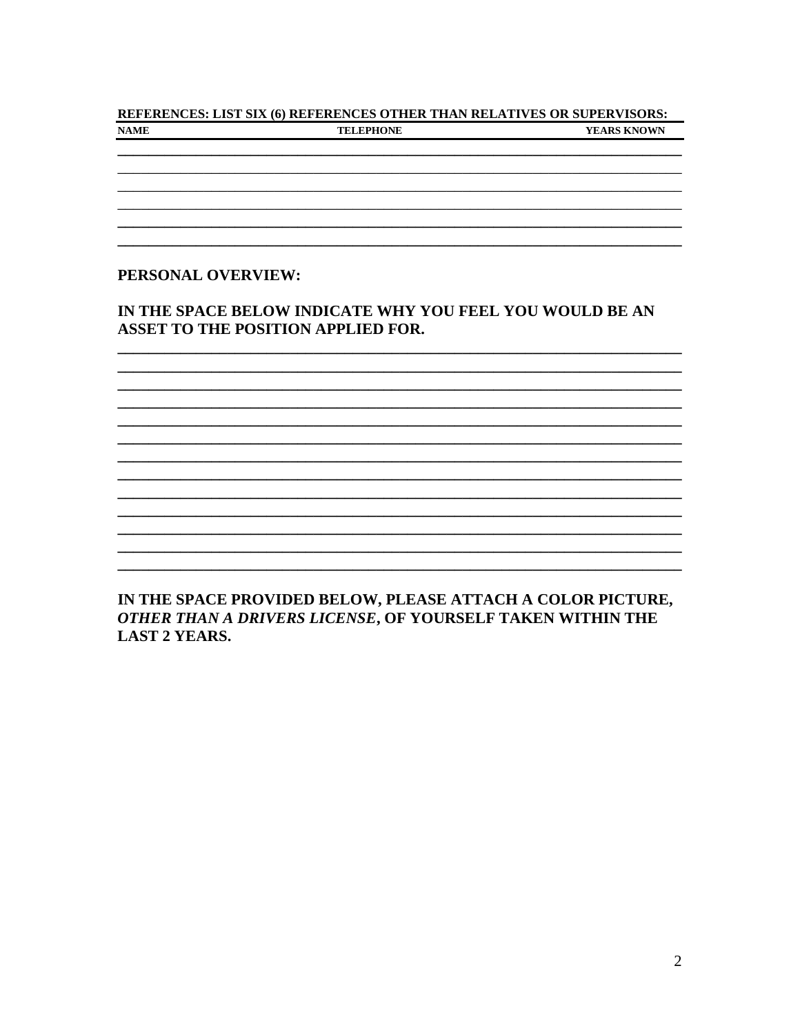**REFERENCES: LIST SIX (6) REFERENCES OTHER THAN RELATIVES OR SUPERVISORS:**

| NAME | TELEPHONE | YEARS KNOWN |
| --- | --- | --- |
| | | |
| | | |
| | | |
| | | |
| | | |
| | | |

**PERSONAL OVERVIEW:**

**IN THE SPACE BELOW INDICATE WHY YOU FEEL YOU WOULD BE AN ASSET TO THE POSITION APPLIED FOR.**

\_\_\_\_\_\_\_\_\_\_\_\_\_\_\_\_\_\_\_\_\_\_\_\_\_\_\_\_\_\_\_\_\_\_\_\_\_\_\_\_\_\_\_\_\_\_\_\_\_\_\_\_\_\_\_\_\_\_\_\_\_\_\_\_\_\_\_\_\_\_

\_\_\_\_\_\_\_\_\_\_\_\_\_\_\_\_\_\_\_\_\_\_\_\_\_\_\_\_\_\_\_\_\_\_\_\_\_\_\_\_\_\_\_\_\_\_\_\_\_\_\_\_\_\_\_\_\_\_\_\_\_\_\_\_\_\_\_\_\_\_

\_\_\_\_\_\_\_\_\_\_\_\_\_\_\_\_\_\_\_\_\_\_\_\_\_\_\_\_\_\_\_\_\_\_\_\_\_\_\_\_\_\_\_\_\_\_\_\_\_\_\_\_\_\_\_\_\_\_\_\_\_\_\_\_\_\_\_\_\_\_

\_\_\_\_\_\_\_\_\_\_\_\_\_\_\_\_\_\_\_\_\_\_\_\_\_\_\_\_\_\_\_\_\_\_\_\_\_\_\_\_\_\_\_\_\_\_\_\_\_\_\_\_\_\_\_\_\_\_\_\_\_\_\_\_\_\_\_\_\_\_

\_\_\_\_\_\_\_\_\_\_\_\_\_\_\_\_\_\_\_\_\_\_\_\_\_\_\_\_\_\_\_\_\_\_\_\_\_\_\_\_\_\_\_\_\_\_\_\_\_\_\_\_\_\_\_\_\_\_\_\_\_\_\_\_\_\_\_\_\_\_

\_\_\_\_\_\_\_\_\_\_\_\_\_\_\_\_\_\_\_\_\_\_\_\_\_\_\_\_\_\_\_\_\_\_\_\_\_\_\_\_\_\_\_\_\_\_\_\_\_\_\_\_\_\_\_\_\_\_\_\_\_\_\_\_\_\_\_\_\_\_

\_\_\_\_\_\_\_\_\_\_\_\_\_\_\_\_\_\_\_\_\_\_\_\_\_\_\_\_\_\_\_\_\_\_\_\_\_\_\_\_\_\_\_\_\_\_\_\_\_\_\_\_\_\_\_\_\_\_\_\_\_\_\_\_\_\_\_\_\_\_

\_\_\_\_\_\_\_\_\_\_\_\_\_\_\_\_\_\_\_\_\_\_\_\_\_\_\_\_\_\_\_\_\_\_\_\_\_\_\_\_\_\_\_\_\_\_\_\_\_\_\_\_\_\_\_\_\_\_\_\_\_\_\_\_\_\_\_\_\_\_

\_\_\_\_\_\_\_\_\_\_\_\_\_\_\_\_\_\_\_\_\_\_\_\_\_\_\_\_\_\_\_\_\_\_\_\_\_\_\_\_\_\_\_\_\_\_\_\_\_\_\_\_\_\_\_\_\_\_\_\_\_\_\_\_\_\_\_\_\_\_

\_\_\_\_\_\_\_\_\_\_\_\_\_\_\_\_\_\_\_\_\_\_\_\_\_\_\_\_\_\_\_\_\_\_\_\_\_\_\_\_\_\_\_\_\_\_\_\_\_\_\_\_\_\_\_\_\_\_\_\_\_\_\_\_\_\_\_\_\_\_

\_\_\_\_\_\_\_\_\_\_\_\_\_\_\_\_\_\_\_\_\_\_\_\_\_\_\_\_\_\_\_\_\_\_\_\_\_\_\_\_\_\_\_\_\_\_\_\_\_\_\_\_\_\_\_\_\_\_\_\_\_\_\_\_\_\_\_\_\_\_

\_\_\_\_\_\_\_\_\_\_\_\_\_\_\_\_\_\_\_\_\_\_\_\_\_\_\_\_\_\_\_\_\_\_\_\_\_\_\_\_\_\_\_\_\_\_\_\_\_\_\_\_\_\_\_\_\_\_\_\_\_\_\_\_\_\_\_\_\_\_

\_\_\_\_\_\_\_\_\_\_\_\_\_\_\_\_\_\_\_\_\_\_\_\_\_\_\_\_\_\_\_\_\_\_\_\_\_\_\_\_\_\_\_\_\_\_\_\_\_\_\_\_\_\_\_\_\_\_\_\_\_\_\_\_\_\_\_\_\_\_

**IN THE SPACE PROVIDED BELOW, PLEASE ATTACH A COLOR PICTURE, *OTHER THAN A DRIVERS LICENSE*, OF YOURSELF TAKEN WITHIN THE LAST 2 YEARS.**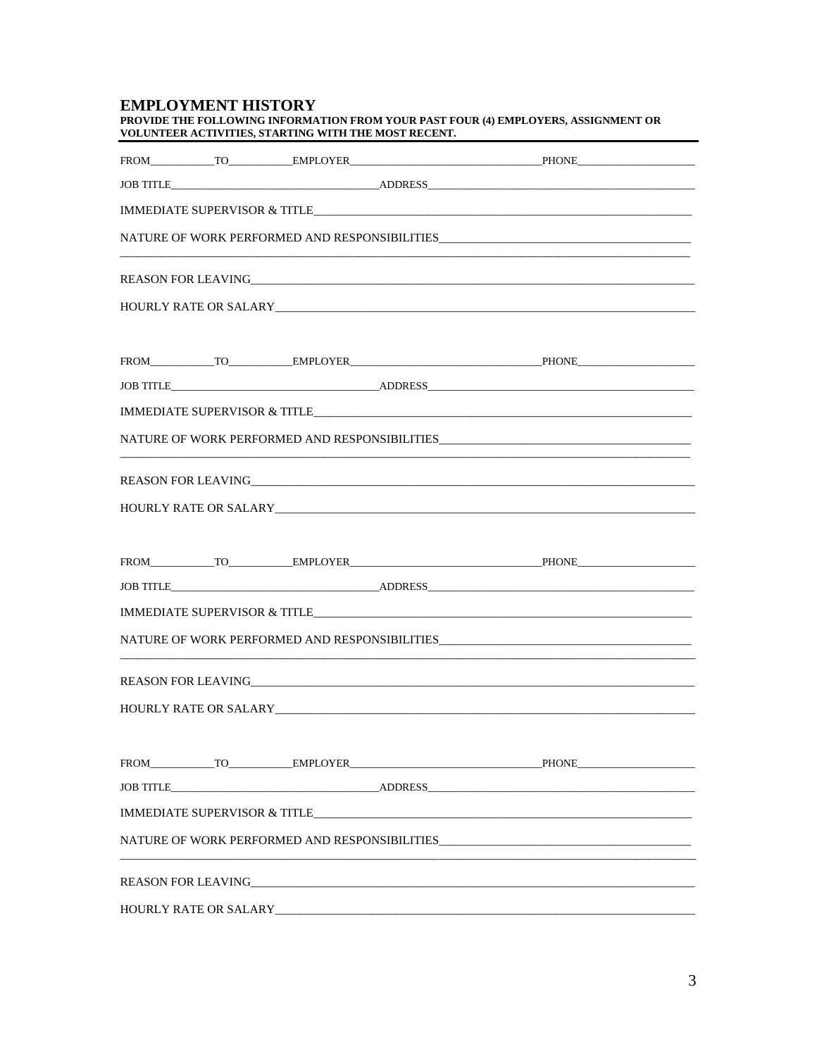## EMPLOYMENT HISTORY

**PROVIDE THE FOLLOWING INFORMATION FROM YOUR PAST FOUR (4) EMPLOYERS, ASSIGNMENT OR VOLUNTEER ACTIVITIES, STARTING WITH THE MOST RECENT.**

---

FROM\_\_\_\_\_\_\_\_\_\_TO\_\_\_\_\_\_\_\_\_\_EMPLOYER\_\_\_\_\_\_\_\_\_\_\_\_\_\_\_\_\_\_\_\_\_\_\_\_\_\_\_\_\_\_PHONE\_\_\_\_\_\_\_\_\_\_\_\_\_\_\_\_\_\_\_\_

JOB TITLE\_\_\_\_\_\_\_\_\_\_\_\_\_\_\_\_\_\_\_\_\_\_\_\_\_\_\_\_\_\_\_\_ADDRESS\_\_\_\_\_\_\_\_\_\_\_\_\_\_\_\_\_\_\_\_\_\_\_\_\_\_\_\_\_\_\_\_\_\_\_\_\_\_\_\_

IMMEDIATE SUPERVISOR & TITLE\_\_\_\_\_\_\_\_\_\_\_\_\_\_\_\_\_\_\_\_\_\_\_\_\_\_\_\_\_\_\_\_\_\_\_\_\_\_\_\_\_\_\_\_\_\_\_\_\_\_\_\_

NATURE OF WORK PERFORMED AND RESPONSIBILITIES\_\_\_\_\_\_\_\_\_\_\_\_\_\_\_\_\_\_\_\_\_\_\_\_\_\_\_\_\_\_\_\_\_\_\_\_
\_\_\_\_\_\_\_\_\_\_\_\_\_\_\_\_\_\_\_\_\_\_\_\_\_\_\_\_\_\_\_\_\_\_\_\_\_\_\_\_\_\_\_\_\_\_\_\_\_\_\_\_\_\_\_\_\_\_\_\_\_\_\_\_\_\_\_\_\_\_\_\_\_\_\_\_\_\_\_\_\_\_

REASON FOR LEAVING\_\_\_\_\_\_\_\_\_\_\_\_\_\_\_\_\_\_\_\_\_\_\_\_\_\_\_\_\_\_\_\_\_\_\_\_\_\_\_\_\_\_\_\_\_\_\_\_\_\_\_\_\_\_\_\_\_\_\_\_\_\_

HOURLY RATE OR SALARY\_\_\_\_\_\_\_\_\_\_\_\_\_\_\_\_\_\_\_\_\_\_\_\_\_\_\_\_\_\_\_\_\_\_\_\_\_\_\_\_\_\_\_\_\_\_\_\_\_\_\_\_\_\_\_\_\_\_\_

FROM\_\_\_\_\_\_\_\_\_\_TO\_\_\_\_\_\_\_\_\_\_EMPLOYER\_\_\_\_\_\_\_\_\_\_\_\_\_\_\_\_\_\_\_\_\_\_\_\_\_\_\_\_\_\_PHONE\_\_\_\_\_\_\_\_\_\_\_\_\_\_\_\_\_\_\_\_

JOB TITLE\_\_\_\_\_\_\_\_\_\_\_\_\_\_\_\_\_\_\_\_\_\_\_\_\_\_\_\_\_\_\_\_ADDRESS\_\_\_\_\_\_\_\_\_\_\_\_\_\_\_\_\_\_\_\_\_\_\_\_\_\_\_\_\_\_\_\_\_\_\_\_\_\_\_\_

IMMEDIATE SUPERVISOR & TITLE\_\_\_\_\_\_\_\_\_\_\_\_\_\_\_\_\_\_\_\_\_\_\_\_\_\_\_\_\_\_\_\_\_\_\_\_\_\_\_\_\_\_\_\_\_\_\_\_\_\_\_\_

NATURE OF WORK PERFORMED AND RESPONSIBILITIES\_\_\_\_\_\_\_\_\_\_\_\_\_\_\_\_\_\_\_\_\_\_\_\_\_\_\_\_\_\_\_\_\_\_\_\_
\_\_\_\_\_\_\_\_\_\_\_\_\_\_\_\_\_\_\_\_\_\_\_\_\_\_\_\_\_\_\_\_\_\_\_\_\_\_\_\_\_\_\_\_\_\_\_\_\_\_\_\_\_\_\_\_\_\_\_\_\_\_\_\_\_\_\_\_\_\_\_\_\_\_\_\_\_\_\_\_\_\_

REASON FOR LEAVING\_\_\_\_\_\_\_\_\_\_\_\_\_\_\_\_\_\_\_\_\_\_\_\_\_\_\_\_\_\_\_\_\_\_\_\_\_\_\_\_\_\_\_\_\_\_\_\_\_\_\_\_\_\_\_\_\_\_\_\_\_\_

HOURLY RATE OR SALARY\_\_\_\_\_\_\_\_\_\_\_\_\_\_\_\_\_\_\_\_\_\_\_\_\_\_\_\_\_\_\_\_\_\_\_\_\_\_\_\_\_\_\_\_\_\_\_\_\_\_\_\_\_\_\_\_\_\_\_

FROM\_\_\_\_\_\_\_\_\_\_TO\_\_\_\_\_\_\_\_\_\_EMPLOYER\_\_\_\_\_\_\_\_\_\_\_\_\_\_\_\_\_\_\_\_\_\_\_\_\_\_\_\_\_\_PHONE\_\_\_\_\_\_\_\_\_\_\_\_\_\_\_\_\_\_\_\_

JOB TITLE\_\_\_\_\_\_\_\_\_\_\_\_\_\_\_\_\_\_\_\_\_\_\_\_\_\_\_\_\_\_\_\_ADDRESS\_\_\_\_\_\_\_\_\_\_\_\_\_\_\_\_\_\_\_\_\_\_\_\_\_\_\_\_\_\_\_\_\_\_\_\_\_\_\_\_

IMMEDIATE SUPERVISOR & TITLE\_\_\_\_\_\_\_\_\_\_\_\_\_\_\_\_\_\_\_\_\_\_\_\_\_\_\_\_\_\_\_\_\_\_\_\_\_\_\_\_\_\_\_\_\_\_\_\_\_\_\_\_

NATURE OF WORK PERFORMED AND RESPONSIBILITIES\_\_\_\_\_\_\_\_\_\_\_\_\_\_\_\_\_\_\_\_\_\_\_\_\_\_\_\_\_\_\_\_\_\_\_\_
\_\_\_\_\_\_\_\_\_\_\_\_\_\_\_\_\_\_\_\_\_\_\_\_\_\_\_\_\_\_\_\_\_\_\_\_\_\_\_\_\_\_\_\_\_\_\_\_\_\_\_\_\_\_\_\_\_\_\_\_\_\_\_\_\_\_\_\_\_\_\_\_\_\_\_\_\_\_\_\_\_\_

REASON FOR LEAVING\_\_\_\_\_\_\_\_\_\_\_\_\_\_\_\_\_\_\_\_\_\_\_\_\_\_\_\_\_\_\_\_\_\_\_\_\_\_\_\_\_\_\_\_\_\_\_\_\_\_\_\_\_\_\_\_\_\_\_\_\_\_

HOURLY RATE OR SALARY\_\_\_\_\_\_\_\_\_\_\_\_\_\_\_\_\_\_\_\_\_\_\_\_\_\_\_\_\_\_\_\_\_\_\_\_\_\_\_\_\_\_\_\_\_\_\_\_\_\_\_\_\_\_\_\_\_\_\_

FROM\_\_\_\_\_\_\_\_\_\_TO\_\_\_\_\_\_\_\_\_\_EMPLOYER\_\_\_\_\_\_\_\_\_\_\_\_\_\_\_\_\_\_\_\_\_\_\_\_\_\_\_\_\_\_PHONE\_\_\_\_\_\_\_\_\_\_\_\_\_\_\_\_\_\_\_\_

JOB TITLE\_\_\_\_\_\_\_\_\_\_\_\_\_\_\_\_\_\_\_\_\_\_\_\_\_\_\_\_\_\_\_\_ADDRESS\_\_\_\_\_\_\_\_\_\_\_\_\_\_\_\_\_\_\_\_\_\_\_\_\_\_\_\_\_\_\_\_\_\_\_\_\_\_\_\_

IMMEDIATE SUPERVISOR & TITLE\_\_\_\_\_\_\_\_\_\_\_\_\_\_\_\_\_\_\_\_\_\_\_\_\_\_\_\_\_\_\_\_\_\_\_\_\_\_\_\_\_\_\_\_\_\_\_\_\_\_\_\_

NATURE OF WORK PERFORMED AND RESPONSIBILITIES\_\_\_\_\_\_\_\_\_\_\_\_\_\_\_\_\_\_\_\_\_\_\_\_\_\_\_\_\_\_\_\_\_\_\_\_
\_\_\_\_\_\_\_\_\_\_\_\_\_\_\_\_\_\_\_\_\_\_\_\_\_\_\_\_\_\_\_\_\_\_\_\_\_\_\_\_\_\_\_\_\_\_\_\_\_\_\_\_\_\_\_\_\_\_\_\_\_\_\_\_\_\_\_\_\_\_\_\_\_\_\_\_\_\_\_\_\_\_

REASON FOR LEAVING\_\_\_\_\_\_\_\_\_\_\_\_\_\_\_\_\_\_\_\_\_\_\_\_\_\_\_\_\_\_\_\_\_\_\_\_\_\_\_\_\_\_\_\_\_\_\_\_\_\_\_\_\_\_\_\_\_\_\_\_\_\_

HOURLY RATE OR SALARY\_\_\_\_\_\_\_\_\_\_\_\_\_\_\_\_\_\_\_\_\_\_\_\_\_\_\_\_\_\_\_\_\_\_\_\_\_\_\_\_\_\_\_\_\_\_\_\_\_\_\_\_\_\_\_\_\_\_\_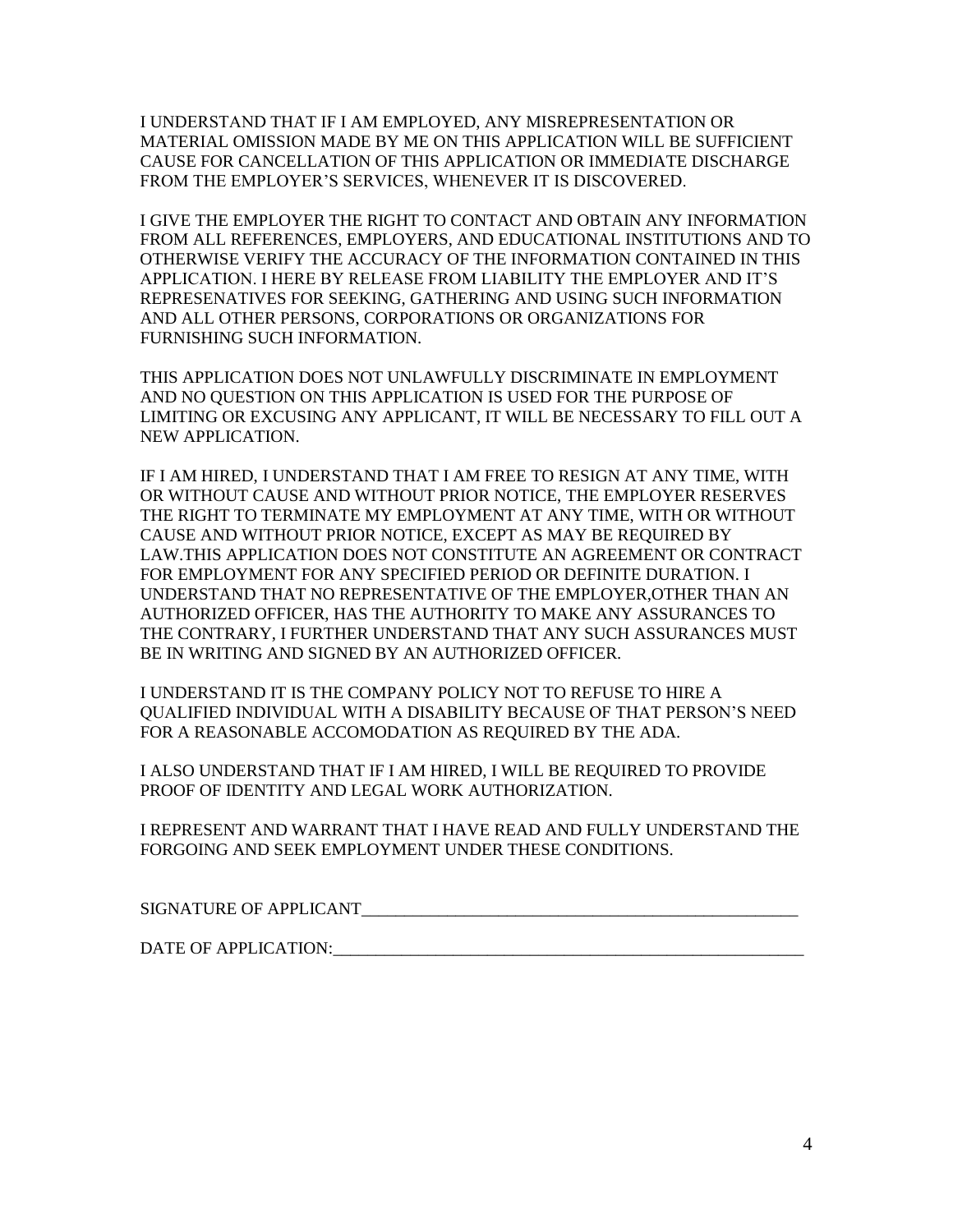I UNDERSTAND THAT IF I AM EMPLOYED, ANY MISREPRESENTATION OR MATERIAL OMISSION MADE BY ME ON THIS APPLICATION WILL BE SUFFICIENT CAUSE FOR CANCELLATION OF THIS APPLICATION OR IMMEDIATE DISCHARGE FROM THE EMPLOYER'S SERVICES, WHENEVER IT IS DISCOVERED.

I GIVE THE EMPLOYER THE RIGHT TO CONTACT AND OBTAIN ANY INFORMATION FROM ALL REFERENCES, EMPLOYERS, AND EDUCATIONAL INSTITUTIONS AND TO OTHERWISE VERIFY THE ACCURACY OF THE INFORMATION CONTAINED IN THIS APPLICATION. I HERE BY RELEASE FROM LIABILITY THE EMPLOYER AND IT'S REPRESENATIVES FOR SEEKING, GATHERING AND USING SUCH INFORMATION AND ALL OTHER PERSONS, CORPORATIONS OR ORGANIZATIONS FOR FURNISHING SUCH INFORMATION.

THIS APPLICATION DOES NOT UNLAWFULLY DISCRIMINATE IN EMPLOYMENT AND NO QUESTION ON THIS APPLICATION IS USED FOR THE PURPOSE OF LIMITING OR EXCUSING ANY APPLICANT, IT WILL BE NECESSARY TO FILL OUT A NEW APPLICATION.

IF I AM HIRED, I UNDERSTAND THAT I AM FREE TO RESIGN AT ANY TIME, WITH OR WITHOUT CAUSE AND WITHOUT PRIOR NOTICE, THE EMPLOYER RESERVES THE RIGHT TO TERMINATE MY EMPLOYMENT AT ANY TIME, WITH OR WITHOUT CAUSE AND WITHOUT PRIOR NOTICE, EXCEPT AS MAY BE REQUIRED BY LAW.THIS APPLICATION DOES NOT CONSTITUTE AN AGREEMENT OR CONTRACT FOR EMPLOYMENT FOR ANY SPECIFIED PERIOD OR DEFINITE DURATION. I UNDERSTAND THAT NO REPRESENTATIVE OF THE EMPLOYER,OTHER THAN AN AUTHORIZED OFFICER, HAS THE AUTHORITY TO MAKE ANY ASSURANCES TO THE CONTRARY, I FURTHER UNDERSTAND THAT ANY SUCH ASSURANCES MUST BE IN WRITING AND SIGNED BY AN AUTHORIZED OFFICER.

I UNDERSTAND IT IS THE COMPANY POLICY NOT TO REFUSE TO HIRE A QUALIFIED INDIVIDUAL WITH A DISABILITY BECAUSE OF THAT PERSON'S NEED FOR A REASONABLE ACCOMODATION AS REQUIRED BY THE ADA.

I ALSO UNDERSTAND THAT IF I AM HIRED, I WILL BE REQUIRED TO PROVIDE PROOF OF IDENTITY AND LEGAL WORK AUTHORIZATION.

I REPRESENT AND WARRANT THAT I HAVE READ AND FULLY UNDERSTAND THE FORGOING AND SEEK EMPLOYMENT UNDER THESE CONDITIONS.

SIGNATURE OF APPLICANT_____________________________________________________

DATE OF APPLICATION:________________________________________________________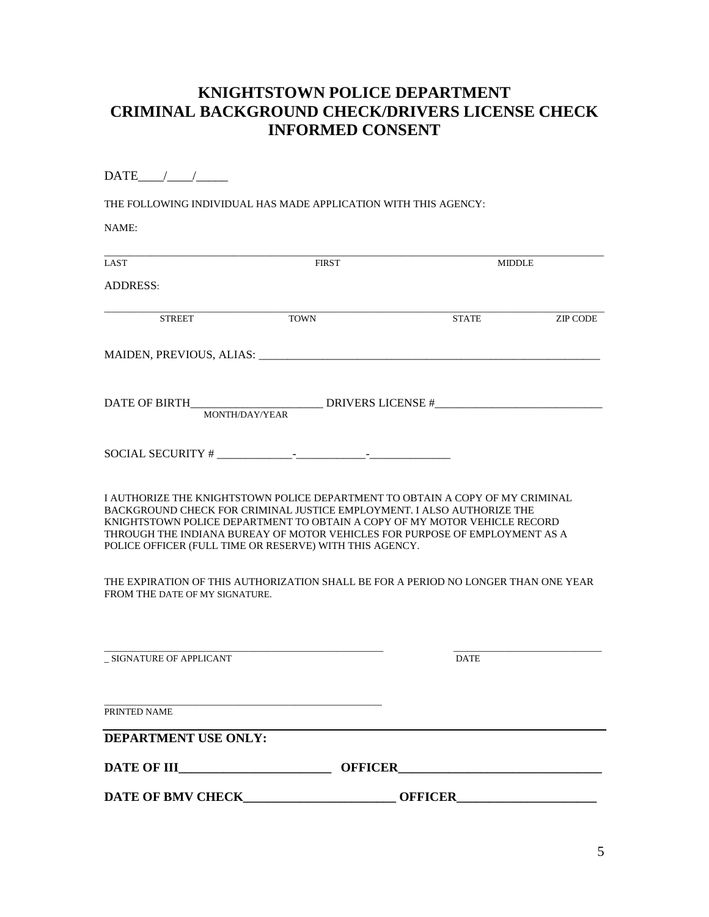# KNIGHTSTOWN POLICE DEPARTMENT
# CRIMINAL BACKGROUND CHECK/DRIVERS LICENSE CHECK
# INFORMED CONSENT

DATE____/____/_____

THE FOLLOWING INDIVIDUAL HAS MADE APPLICATION WITH THIS AGENCY:

NAME:

______________________________________________________________________________

LAST FIRST MIDDLE

ADDRESS:

______________________________________________________________________________

STREET TOWN STATE ZIP CODE

MAIDEN, PREVIOUS, ALIAS: ____________________________________________________________

DATE OF BIRTH______________________ DRIVERS LICENSE #____________________________

MONTH/DAY/YEAR

SOCIAL SECURITY # ____________-___________-_____________

I AUTHORIZE THE KNIGHTSTOWN POLICE DEPARTMENT TO OBTAIN A COPY OF MY CRIMINAL BACKGROUND CHECK FOR CRIMINAL JUSTICE EMPLOYMENT. I ALSO AUTHORIZE THE KNIGHTSTOWN POLICE DEPARTMENT TO OBTAIN A COPY OF MY MOTOR VEHICLE RECORD THROUGH THE INDIANA BUREAY OF MOTOR VEHICLES FOR PURPOSE OF EMPLOYMENT AS A POLICE OFFICER (FULL TIME OR RESERVE) WITH THIS AGENCY.

THE EXPIRATION OF THIS AUTHORIZATION SHALL BE FOR A PERIOD NO LONGER THAN ONE YEAR FROM THE DATE OF MY SIGNATURE.

______________________________________________________ ____________________________

_ SIGNATURE OF APPLICANT DATE

______________________________________________________

PRINTED NAME

**DEPARTMENT USE ONLY:**

**DATE OF III________________________ OFFICER________________________________**

**DATE OF BMV CHECK________________________ OFFICER______________________**